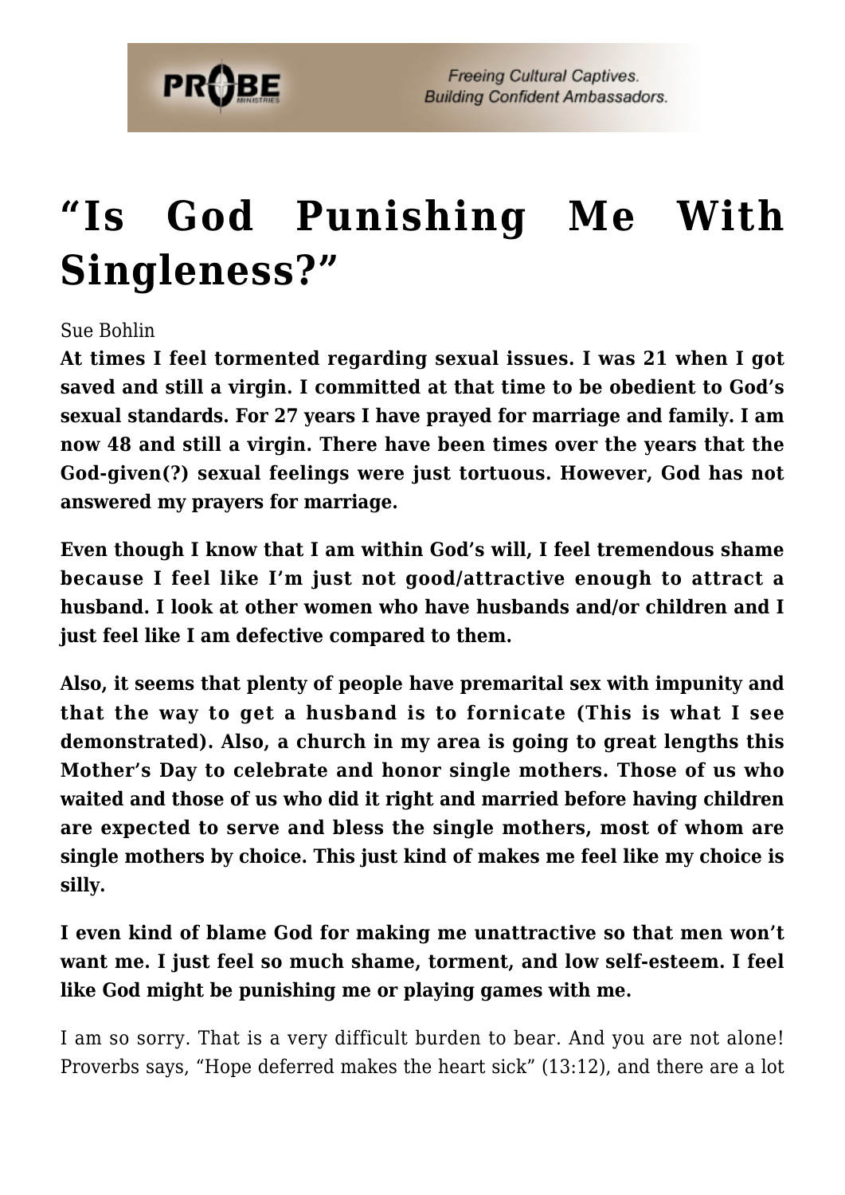# "Is God Punishing Me With Singleness?"

Sue Bohlin

**At times I feel tormented regarding sexual issues. I was 21 when I got saved and still a virgin. I committed at that time to be obedient to God's sexual standards. For 27 years I have prayed for marriage and family. I am now 48 and still a virgin. There have been times over the years that the God-given(?) sexual feelings were just tortuous. However, God has not answered my prayers for marriage.**

**Even though I know that I am within God's will, I feel tremendous shame because I feel like I'm just not good/attractive enough to attract a husband. I look at other women who have husbands and/or children and I just feel like I am defective compared to them.**

**Also, it seems that plenty of people have premarital sex with impunity and that the way to get a husband is to fornicate (This is what I see demonstrated). Also, a church in my area is going to great lengths this Mother's Day to celebrate and honor single mothers. Those of us who waited and those of us who did it right and married before having children are expected to serve and bless the single mothers, most of whom are single mothers by choice. This just kind of makes me feel like my choice is silly.**

**I even kind of blame God for making me unattractive so that men won't want me. I just feel so much shame, torment, and low self-esteem. I feel like God might be punishing me or playing games with me.**

I am so sorry. That is a very difficult burden to bear. And you are not alone! Proverbs says, "Hope deferred makes the heart sick" (13:12), and there are a lot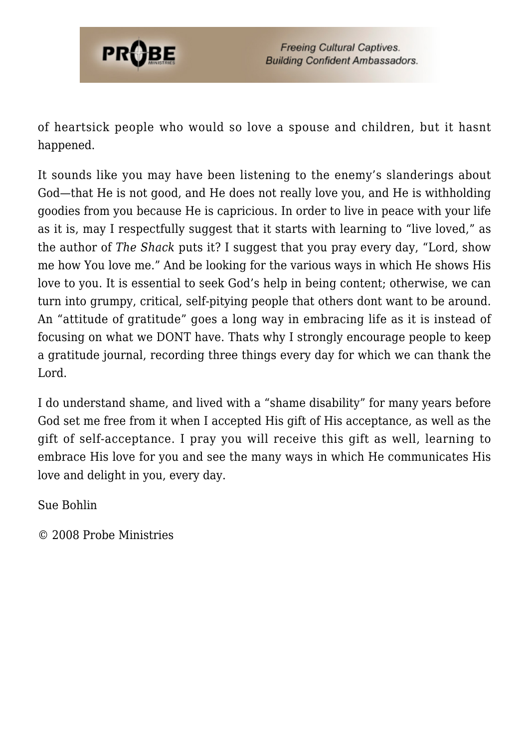of heartsick people who would so love a spouse and children, but it hasnt happened.

It sounds like you may have been listening to the enemy's slanderings about God—that He is not good, and He does not really love you, and He is withholding goodies from you because He is capricious. In order to live in peace with your life as it is, may I respectfully suggest that it starts with learning to "live loved," as the author of *The Shack* puts it? I suggest that you pray every day, "Lord, show me how You love me." And be looking for the various ways in which He shows His love to you. It is essential to seek God's help in being content; otherwise, we can turn into grumpy, critical, self-pitying people that others dont want to be around. An "attitude of gratitude" goes a long way in embracing life as it is instead of focusing on what we DONT have. Thats why I strongly encourage people to keep a gratitude journal, recording three things every day for which we can thank the Lord.

I do understand shame, and lived with a "shame disability" for many years before God set me free from it when I accepted His gift of His acceptance, as well as the gift of self-acceptance. I pray you will receive this gift as well, learning to embrace His love for you and see the many ways in which He communicates His love and delight in you, every day.

Sue Bohlin

© 2008 Probe Ministries